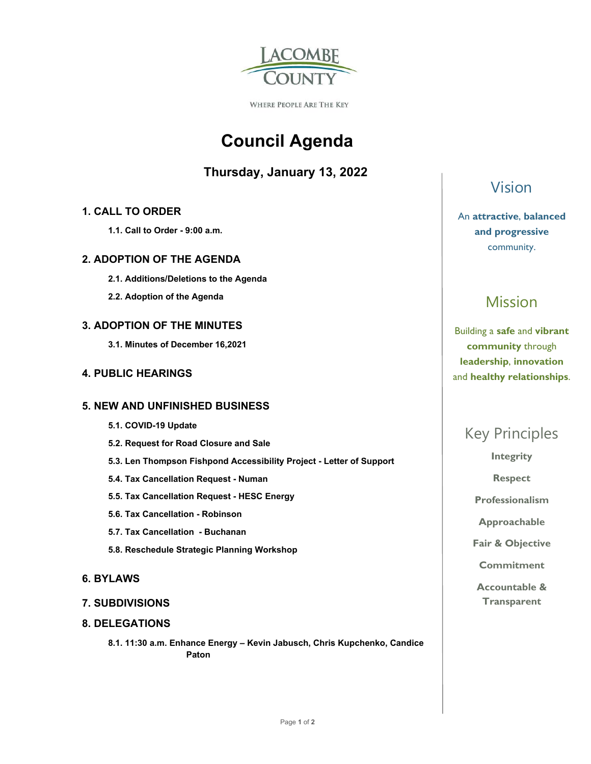LACOMBE COUNTY

WHERE PEOPLE ARE THE KEY

# Council Agenda

## Thursday, January 13, 2022

### 1. CALL TO ORDER

**1.1. Call to Order - 9:00 a.m.**

### 2. ADOPTION OF THE AGENDA

**2.1. Additions/Deletions to the Agenda**

**2.2. Adoption of the Agenda**

### 3. ADOPTION OF THE MINUTES

**3.1. Minutes of December 16,2021**

### 4. PUBLIC HEARINGS

### 5. NEW AND UNFINISHED BUSINESS

**5.1. COVID-19 Update**

**5.2. Request for Road Closure and Sale**

**5.3. Len Thompson Fishpond Accessibility Project - Letter of Support**

**5.4. Tax Cancellation Request - Numan**

**5.5. Tax Cancellation Request - HESC Energy**

**5.6. Tax Cancellation - Robinson**

**5.7. Tax Cancellation - Buchanan**

**5.8. Reschedule Strategic Planning Workshop**

### 6. BYLAWS

### 7. SUBDIVISIONS

### 8. DELEGATIONS

**8.1. 11:30 a.m. Enhance Energy – Kevin Jabusch, Chris Kupchenko, Candice Paton**

## Vision

An **attractive**, **balanced and progressive** community.

## Mission

Building a **safe** and **vibrant community** through **leadership**, **innovation** and **healthy relationships**.

## Key Principles

**Integrity**

**Respect**

**Professionalism**

**Approachable**

**Fair & Objective**

**Commitment**

**Accountable & Transparent**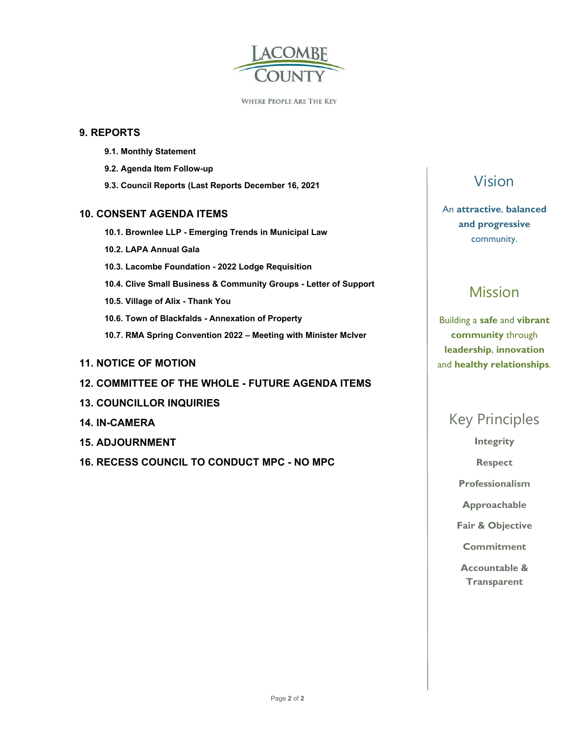LACOMBE COUNTY

WHERE PEOPLE ARE THE KEY

## 9. REPORTS

**9.1. Monthly Statement**

**9.2. Agenda Item Follow-up**

**9.3. Council Reports (Last Reports December 16, 2021**

## 10. CONSENT AGENDA ITEMS

**10.1. Brownlee LLP - Emerging Trends in Municipal Law**

**10.2. LAPA Annual Gala**

**10.3. Lacombe Foundation - 2022 Lodge Requisition**

**10.4. Clive Small Business & Community Groups - Letter of Support**

**10.5. Village of Alix - Thank You**

**10.6. Town of Blackfalds - Annexation of Property**

**10.7. RMA Spring Convention 2022 – Meeting with Minister McIver**

## 11. NOTICE OF MOTION

## 12. COMMITTEE OF THE WHOLE - FUTURE AGENDA ITEMS

## 13. COUNCILLOR INQUIRIES

## 14. IN-CAMERA

## 15. ADJOURNMENT

## 16. RECESS COUNCIL TO CONDUCT MPC - NO MPC

## Vision

An **attractive**, **balanced and progressive** community.

## Mission

Building a **safe** and **vibrant community** through **leadership**, **innovation** and **healthy relationships**.

## Key Principles

**Integrity**

**Respect**

**Professionalism**

**Approachable**

**Fair & Objective**

**Commitment**

**Accountable & Transparent**